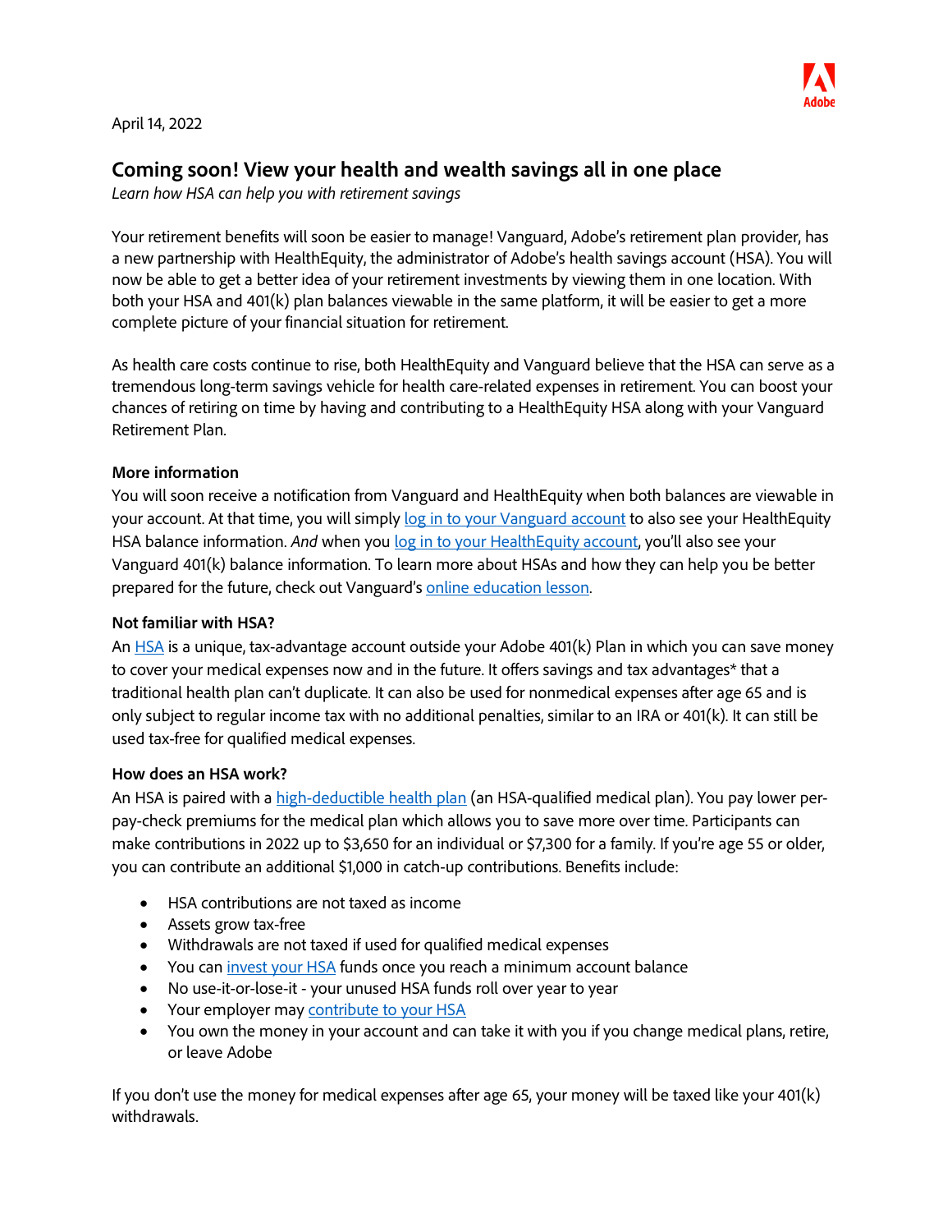April 14, 2022

## Coming soon! View your health and wealth savings all in one place

*Learn how HSA can help you with retirement savings*

Your retirement benefits will soon be easier to manage! Vanguard, Adobe's retirement plan provider, has a new partnership with HealthEquity, the administrator of Adobe's health savings account (HSA). You will now be able to get a better idea of your retirement investments by viewing them in one location. With both your HSA and 401(k) plan balances viewable in the same platform, it will be easier to get a more complete picture of your financial situation for retirement.

As health care costs continue to rise, both HealthEquity and Vanguard believe that the HSA can serve as a tremendous long-term savings vehicle for health care-related expenses in retirement. You can boost your chances of retiring on time by having and contributing to a HealthEquity HSA along with your Vanguard Retirement Plan.

**More information**

You will soon receive a notification from Vanguard and HealthEquity when both balances are viewable in your account. At that time, you will simply log in to your Vanguard account to also see your HealthEquity HSA balance information. *And* when you log in to your HealthEquity account, you'll also see your Vanguard 401(k) balance information. To learn more about HSAs and how they can help you be better prepared for the future, check out Vanguard's online education lesson.

**Not familiar with HSA?**

An HSA is a unique, tax-advantage account outside your Adobe 401(k) Plan in which you can save money to cover your medical expenses now and in the future. It offers savings and tax advantages* that a traditional health plan can't duplicate. It can also be used for nonmedical expenses after age 65 and is only subject to regular income tax with no additional penalties, similar to an IRA or 401(k). It can still be used tax-free for qualified medical expenses.

**How does an HSA work?**

An HSA is paired with a high-deductible health plan (an HSA-qualified medical plan). You pay lower per-pay-check premiums for the medical plan which allows you to save more over time. Participants can make contributions in 2022 up to $3,650 for an individual or $7,300 for a family. If you're age 55 or older, you can contribute an additional $1,000 in catch-up contributions. Benefits include:

- HSA contributions are not taxed as income
- Assets grow tax-free
- Withdrawals are not taxed if used for qualified medical expenses
- You can invest your HSA funds once you reach a minimum account balance
- No use-it-or-lose-it - your unused HSA funds roll over year to year
- Your employer may contribute to your HSA
- You own the money in your account and can take it with you if you change medical plans, retire, or leave Adobe

If you don't use the money for medical expenses after age 65, your money will be taxed like your 401(k) withdrawals.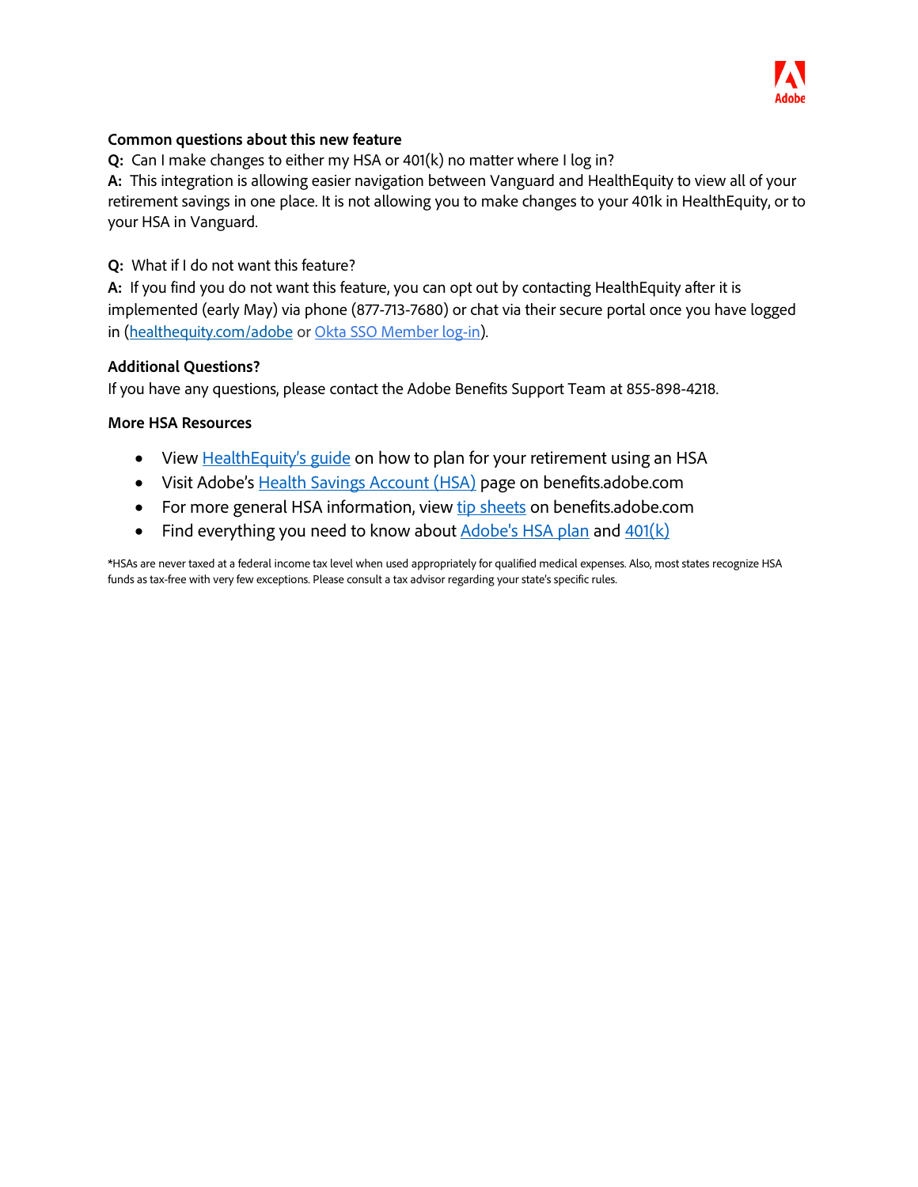**Common questions about this new feature**

**Q:** Can I make changes to either my HSA or 401(k) no matter where I log in?

**A:** This integration is allowing easier navigation between Vanguard and HealthEquity to view all of your retirement savings in one place. It is not allowing you to make changes to your 401k in HealthEquity, or to your HSA in Vanguard.

**Q:** What if I do not want this feature?

**A:** If you find you do not want this feature, you can opt out by contacting HealthEquity after it is implemented (early May) via phone (877-713-7680) or chat via their secure portal once you have logged in (healthequity.com/adobe or Okta SSO Member log-in).

**Additional Questions?**

If you have any questions, please contact the Adobe Benefits Support Team at 855-898-4218.

**More HSA Resources**

- View HealthEquity's guide on how to plan for your retirement using an HSA
- Visit Adobe's Health Savings Account (HSA) page on benefits.adobe.com
- For more general HSA information, view tip sheets on benefits.adobe.com
- Find everything you need to know about Adobe's HSA plan and 401(k)

*HSAs are never taxed at a federal income tax level when used appropriately for qualified medical expenses. Also, most states recognize HSA funds as tax-free with very few exceptions. Please consult a tax advisor regarding your state's specific rules.